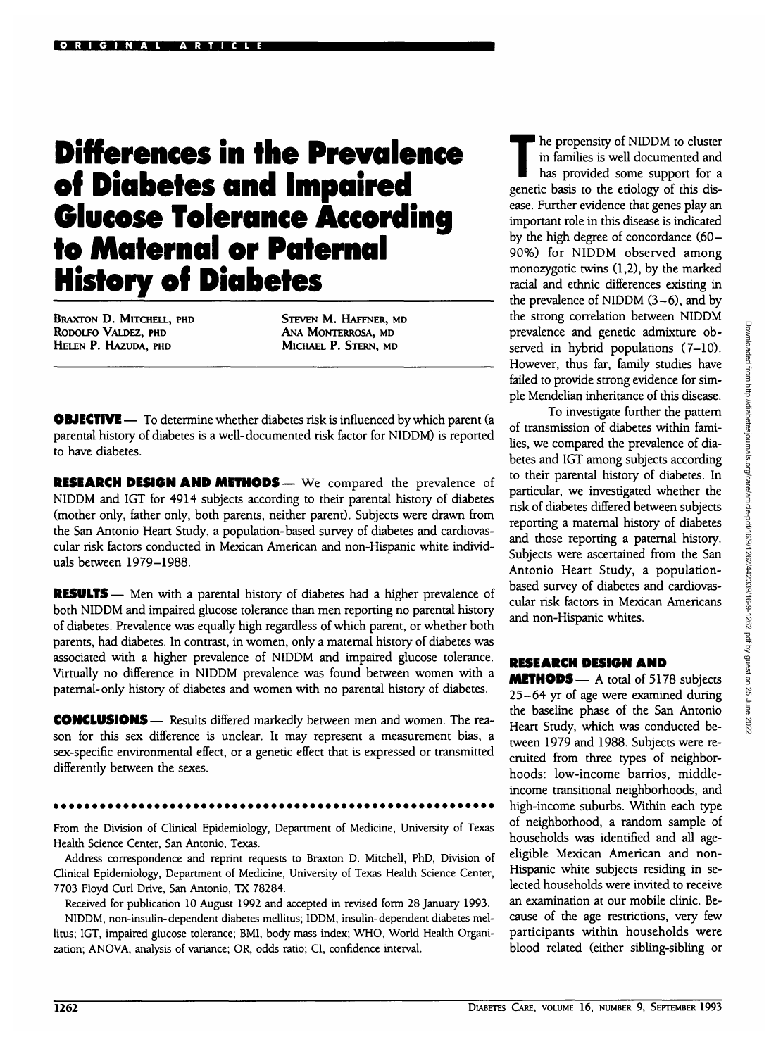# Differences in the Prevalence of Diabetes and Impaired Glucose Tolerance According to Maternal or Paternal History of Diabetes

BRAXTON D. MITCHELL, PHD
RODOLFO VALDEZ, PHD
HELEN P. HAZUDA, PHD
STEVEN M. HAFFNER, MD
ANA MONTERROSA, MD
MICHAEL P. STERN, MD

**OBJECTIVE** — To determine whether diabetes risk is influenced by which parent (a parental history of diabetes is a well-documented risk factor for NIDDM) is reported to have diabetes.

**RESEARCH DESIGN AND METHODS** — We compared the prevalence of NIDDM and IGT for 4914 subjects according to their parental history of diabetes (mother only, father only, both parents, neither parent). Subjects were drawn from the San Antonio Heart Study, a population-based survey of diabetes and cardiovascular risk factors conducted in Mexican American and non-Hispanic white individuals between 1979–1988.

**RESULTS** — Men with a parental history of diabetes had a higher prevalence of both NIDDM and impaired glucose tolerance than men reporting no parental history of diabetes. Prevalence was equally high regardless of which parent, or whether both parents, had diabetes. In contrast, in women, only a maternal history of diabetes was associated with a higher prevalence of NIDDM and impaired glucose tolerance. Virtually no difference in NIDDM prevalence was found between women with a paternal-only history of diabetes and women with no parental history of diabetes.

**CONCLUSIONS** — Results differed markedly between men and women. The reason for this sex difference is unclear. It may represent a measurement bias, a sex-specific environmental effect, or a genetic effect that is expressed or transmitted differently between the sexes.

---

From the Division of Clinical Epidemiology, Department of Medicine, University of Texas Health Science Center, San Antonio, Texas.

Address correspondence and reprint requests to Braxton D. Mitchell, PhD, Division of Clinical Epidemiology, Department of Medicine, University of Texas Health Science Center, 7703 Floyd Curl Drive, San Antonio, TX 78284.

Received for publication 10 August 1992 and accepted in revised form 28 January 1993.

NIDDM, non-insulin-dependent diabetes mellitus; IDDM, insulin-dependent diabetes mellitus; IGT, impaired glucose tolerance; BMI, body mass index; WHO, World Health Organization; ANOVA, analysis of variance; OR, odds ratio; CI, confidence interval.

The propensity of NIDDM to cluster in families is well documented and has provided some support for a genetic basis to the etiology of this disease. Further evidence that genes play an important role in this disease is indicated by the high degree of concordance (60–90%) for NIDDM observed among monozygotic twins (1,2), by the marked racial and ethnic differences existing in the prevalence of NIDDM (3–6), and by the strong correlation between NIDDM prevalence and genetic admixture observed in hybrid populations (7–10). However, thus far, family studies have failed to provide strong evidence for simple Mendelian inheritance of this disease.

To investigate further the pattern of transmission of diabetes within families, we compared the prevalence of diabetes and IGT among subjects according to their parental history of diabetes. In particular, we investigated whether the risk of diabetes differed between subjects reporting a maternal history of diabetes and those reporting a paternal history. Subjects were ascertained from the San Antonio Heart Study, a population-based survey of diabetes and cardiovascular risk factors in Mexican Americans and non-Hispanic whites.

## RESEARCH DESIGN AND METHODS

A total of 5178 subjects 25–64 yr of age were examined during the baseline phase of the San Antonio Heart Study, which was conducted between 1979 and 1988. Subjects were recruited from three types of neighborhoods: low-income barrios, middle-income transitional neighborhoods, and high-income suburbs. Within each type of neighborhood, a random sample of households was identified and all age-eligible Mexican American and non-Hispanic white subjects residing in selected households were invited to receive an examination at our mobile clinic. Because of the age restrictions, very few participants within households were blood related (either sibling-sibling or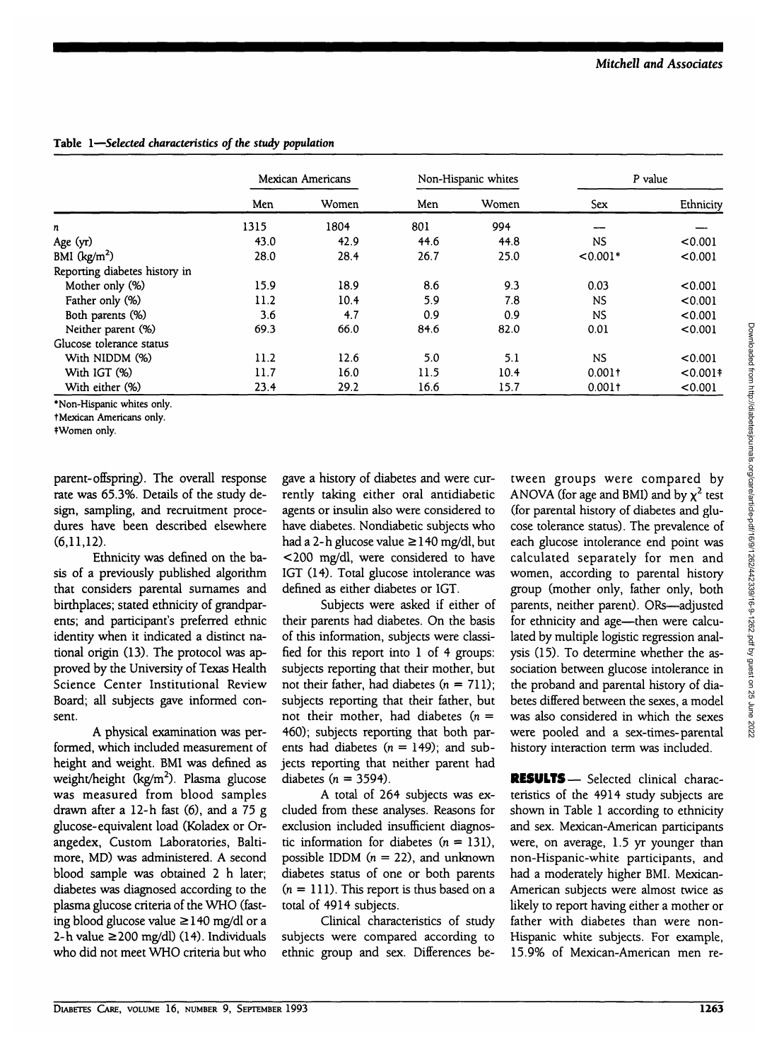**Table 1—*Selected characteristics of the study population***

| | Mexican Americans | | Non-Hispanic whites | | P value | |
|---|---|---|---|---|---|---|
| | Men | Women | Men | Women | Sex | Ethnicity |
| $n$ | 1315 | 1804 | 801 | 994 | — | — |
| Age (yr) | 43.0 | 42.9 | 44.6 | 44.8 | NS | <0.001 |
| BMI (kg/m$^2$) | 28.0 | 28.4 | 26.7 | 25.0 | <0.001* | <0.001 |
| Reporting diabetes history in | | | | | | |
| Mother only (%) | 15.9 | 18.9 | 8.6 | 9.3 | 0.03 | <0.001 |
| Father only (%) | 11.2 | 10.4 | 5.9 | 7.8 | NS | <0.001 |
| Both parents (%) | 3.6 | 4.7 | 0.9 | 0.9 | NS | <0.001 |
| Neither parent (%) | 69.3 | 66.0 | 84.6 | 82.0 | 0.01 | <0.001 |
| Glucose tolerance status | | | | | | |
| With NIDDM (%) | 11.2 | 12.6 | 5.0 | 5.1 | NS | <0.001 |
| With IGT (%) | 11.7 | 16.0 | 11.5 | 10.4 | 0.001† | <0.001‡ |
| With either (%) | 23.4 | 29.2 | 16.6 | 15.7 | 0.001† | <0.001 |

*Non-Hispanic whites only.
†Mexican Americans only.
‡Women only.

parent-offspring). The overall response rate was 65.3%. Details of the study design, sampling, and recruitment procedures have been described elsewhere (6,11,12).

Ethnicity was defined on the basis of a previously published algorithm that considers parental surnames and birthplaces; stated ethnicity of grandparents; and participant's preferred ethnic identity when it indicated a distinct national origin (13). The protocol was approved by the University of Texas Health Science Center Institutional Review Board; all subjects gave informed consent.

A physical examination was performed, which included measurement of height and weight. BMI was defined as weight/height (kg/m$^2$). Plasma glucose was measured from blood samples drawn after a 12-h fast (6), and a 75 g glucose-equivalent load (Koladex or Orangedex, Custom Laboratories, Baltimore, MD) was administered. A second blood sample was obtained 2 h later; diabetes was diagnosed according to the plasma glucose criteria of the WHO (fasting blood glucose value ≥140 mg/dl or a 2-h value ≥200 mg/dl) (14). Individuals who did not meet WHO criteria but who gave a history of diabetes and were currently taking either oral antidiabetic agents or insulin also were considered to have diabetes. Nondiabetic subjects who had a 2-h glucose value ≥140 mg/dl, but <200 mg/dl, were considered to have IGT (14). Total glucose intolerance was defined as either diabetes or IGT.

Subjects were asked if either of their parents had diabetes. On the basis of this information, subjects were classified for this report into 1 of 4 groups: subjects reporting that their mother, but not their father, had diabetes ($n$ = 711); subjects reporting that their father, but not their mother, had diabetes ($n$ = 460); subjects reporting that both parents had diabetes ($n$ = 149); and subjects reporting that neither parent had diabetes ($n$ = 3594).

A total of 264 subjects was excluded from these analyses. Reasons for exclusion included insufficient diagnostic information for diabetes ($n$ = 131), possible IDDM ($n$ = 22), and unknown diabetes status of one or both parents ($n$ = 111). This report is thus based on a total of 4914 subjects.

Clinical characteristics of study subjects were compared according to ethnic group and sex. Differences between groups were compared by ANOVA (for age and BMI) and by $\chi^2$ test (for parental history of diabetes and glucose tolerance status). The prevalence of each glucose intolerance end point was calculated separately for men and women, according to parental history group (mother only, father only, both parents, neither parent). ORs—adjusted for ethnicity and age—then were calculated by multiple logistic regression analysis (15). To determine whether the association between glucose intolerance in the proband and parental history of diabetes differed between the sexes, a model was also considered in which the sexes were pooled and a sex-times-parental history interaction term was included.

**RESULTS**— Selected clinical characteristics of the 4914 study subjects are shown in Table 1 according to ethnicity and sex. Mexican-American participants were, on average, 1.5 yr younger than non-Hispanic-white participants, and had a moderately higher BMI. Mexican-American subjects were almost twice as likely to report having either a mother or father with diabetes than were non-Hispanic white subjects. For example, 15.9% of Mexican-American men re-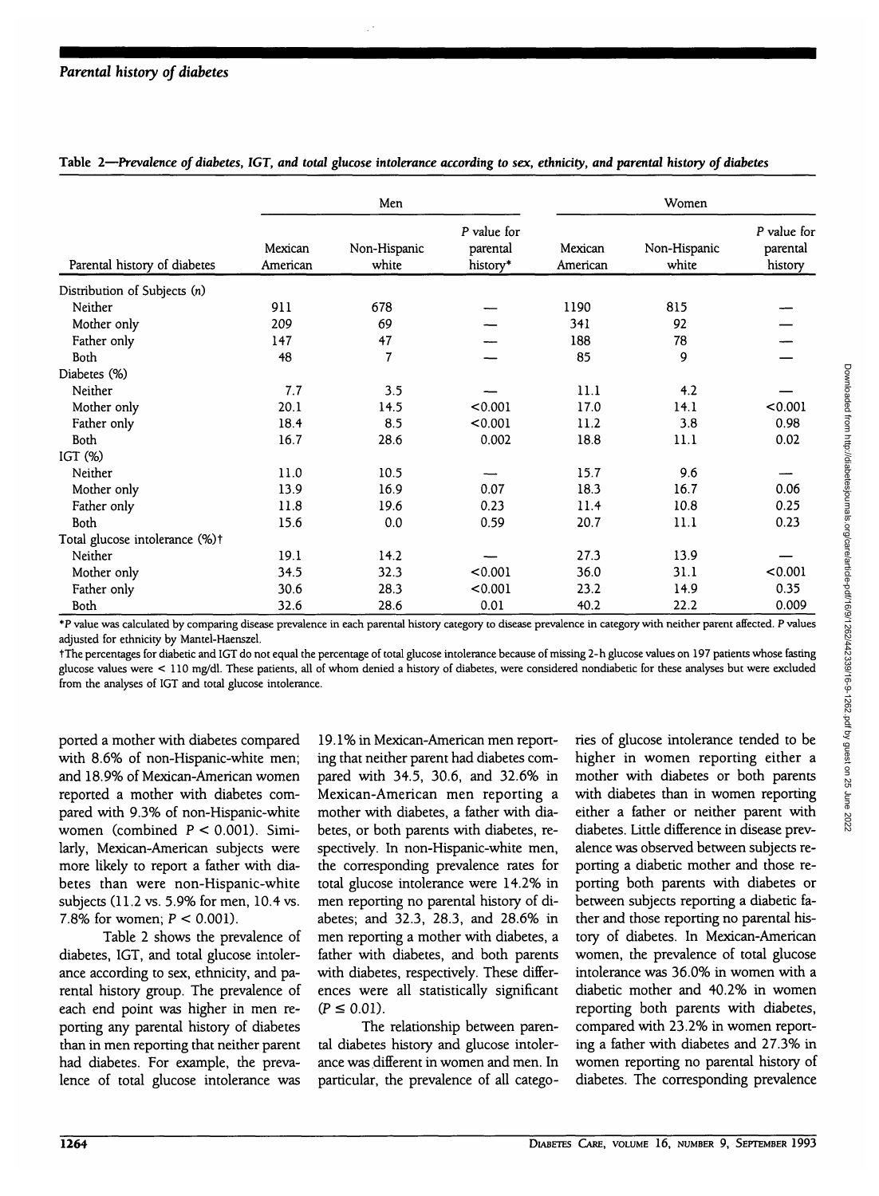Table 2—*Prevalence of diabetes, IGT, and total glucose intolerance according to sex, ethnicity, and parental history of diabetes*

| Parental history of diabetes | Men | | | Women | | |
|---|---|---|---|---|---|---|
| | Mexican American | Non-Hispanic white | *P* value for parental history* | Mexican American | Non-Hispanic white | *P* value for parental history |
| Distribution of Subjects (*n*) | | | | | | |
| Neither | 911 | 678 | — | 1190 | 815 | — |
| Mother only | 209 | 69 | — | 341 | 92 | — |
| Father only | 147 | 47 | — | 188 | 78 | — |
| Both | 48 | 7 | — | 85 | 9 | — |
| Diabetes (%) | | | | | | |
| Neither | 7.7 | 3.5 | — | 11.1 | 4.2 | — |
| Mother only | 20.1 | 14.5 | <0.001 | 17.0 | 14.1 | <0.001 |
| Father only | 18.4 | 8.5 | <0.001 | 11.2 | 3.8 | 0.98 |
| Both | 16.7 | 28.6 | 0.002 | 18.8 | 11.1 | 0.02 |
| IGT (%) | | | | | | |
| Neither | 11.0 | 10.5 | — | 15.7 | 9.6 | — |
| Mother only | 13.9 | 16.9 | 0.07 | 18.3 | 16.7 | 0.06 |
| Father only | 11.8 | 19.6 | 0.23 | 11.4 | 10.8 | 0.25 |
| Both | 15.6 | 0.0 | 0.59 | 20.7 | 11.1 | 0.23 |
| Total glucose intolerance (%)† | | | | | | |
| Neither | 19.1 | 14.2 | — | 27.3 | 13.9 | — |
| Mother only | 34.5 | 32.3 | <0.001 | 36.0 | 31.1 | <0.001 |
| Father only | 30.6 | 28.3 | <0.001 | 23.2 | 14.9 | 0.35 |
| Both | 32.6 | 28.6 | 0.01 | 40.2 | 22.2 | 0.009 |

*P value was calculated by comparing disease prevalence in each parental history category to disease prevalence in category with neither parent affected. P values adjusted for ethnicity by Mantel-Haenszel.

†The percentages for diabetic and IGT do not equal the percentage of total glucose intolerance because of missing 2-h glucose values on 197 patients whose fasting glucose values were < 110 mg/dl. These patients, all of whom denied a history of diabetes, were considered nondiabetic for these analyses but were excluded from the analyses of IGT and total glucose intolerance.

ported a mother with diabetes compared with 8.6% of non-Hispanic-white men; and 18.9% of Mexican-American women reported a mother with diabetes compared with 9.3% of non-Hispanic-white women (combined $P < 0.001$). Similarly, Mexican-American subjects were more likely to report a father with diabetes than were non-Hispanic-white subjects (11.2 vs. 5.9% for men, 10.4 vs. 7.8% for women; $P < 0.001$).

Table 2 shows the prevalence of diabetes, IGT, and total glucose intolerance according to sex, ethnicity, and parental history group. The prevalence of each end point was higher in men reporting any parental history of diabetes than in men reporting that neither parent had diabetes. For example, the prevalence of total glucose intolerance was 19.1% in Mexican-American men reporting that neither parent had diabetes compared with 34.5, 30.6, and 32.6% in Mexican-American men reporting a mother with diabetes, a father with diabetes, or both parents with diabetes, respectively. In non-Hispanic-white men, the corresponding prevalence rates for total glucose intolerance were 14.2% in men reporting no parental history of diabetes; and 32.3, 28.3, and 28.6% in men reporting a mother with diabetes, a father with diabetes, and both parents with diabetes, respectively. These differences were all statistically significant ($P \leq 0.01$).

The relationship between parental diabetes history and glucose intolerance was different in women and men. In particular, the prevalence of all categories of glucose intolerance tended to be higher in women reporting either a mother with diabetes or both parents with diabetes than in women reporting either a father or neither parent with diabetes. Little difference in disease prevalence was observed between subjects reporting a diabetic mother and those reporting both parents with diabetes or between subjects reporting a diabetic father and those reporting no parental history of diabetes. In Mexican-American women, the prevalence of total glucose intolerance was 36.0% in women with a diabetic mother and 40.2% in women reporting both parents with diabetes, compared with 23.2% in women reporting a father with diabetes and 27.3% in women reporting no parental history of diabetes. The corresponding prevalence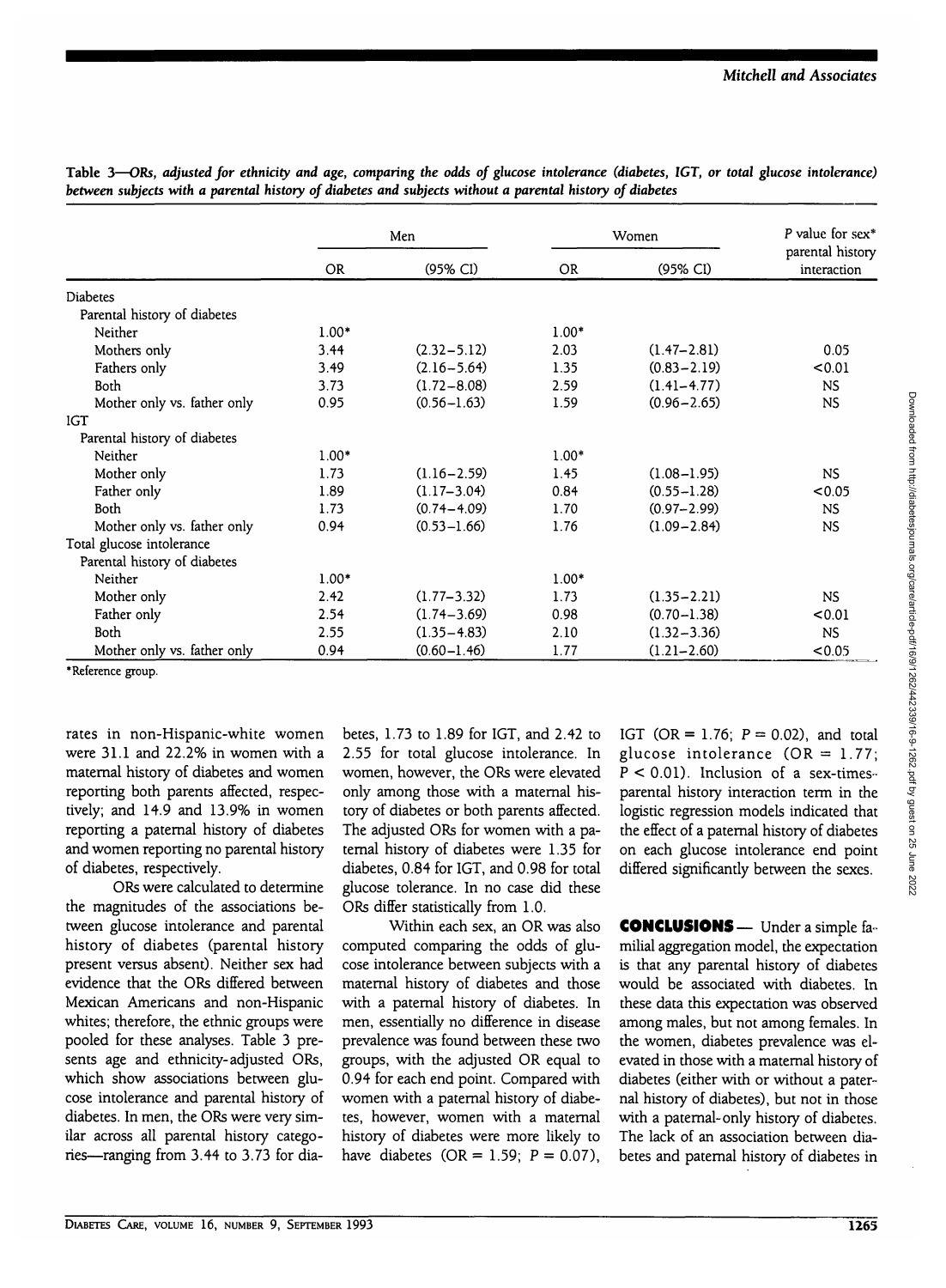**Table 3—ORs, adjusted for ethnicity and age, comparing the odds of glucose intolerance (diabetes, IGT, or total glucose intolerance) between subjects with a parental history of diabetes and subjects without a parental history of diabetes**

| | Men | | Women | | P value for sex* parental history interaction |
|---|---|---|---|---|---|
| | OR | (95% CI) | OR | (95% CI) | |
| Diabetes | | | | | |
| Parental history of diabetes | | | | | |
| Neither | 1.00* | | 1.00* | | |
| Mothers only | 3.44 | (2.32–5.12) | 2.03 | (1.47–2.81) | 0.05 |
| Fathers only | 3.49 | (2.16–5.64) | 1.35 | (0.83–2.19) | <0.01 |
| Both | 3.73 | (1.72–8.08) | 2.59 | (1.41–4.77) | NS |
| Mother only vs. father only | 0.95 | (0.56–1.63) | 1.59 | (0.96–2.65) | NS |
| IGT | | | | | |
| Parental history of diabetes | | | | | |
| Neither | 1.00* | | 1.00* | | |
| Mother only | 1.73 | (1.16–2.59) | 1.45 | (1.08–1.95) | NS |
| Father only | 1.89 | (1.17–3.04) | 0.84 | (0.55–1.28) | <0.05 |
| Both | 1.73 | (0.74–4.09) | 1.70 | (0.97–2.99) | NS |
| Mother only vs. father only | 0.94 | (0.53–1.66) | 1.76 | (1.09–2.84) | NS |
| Total glucose intolerance | | | | | |
| Parental history of diabetes | | | | | |
| Neither | 1.00* | | 1.00* | | |
| Mother only | 2.42 | (1.77–3.32) | 1.73 | (1.35–2.21) | NS |
| Father only | 2.54 | (1.74–3.69) | 0.98 | (0.70–1.38) | <0.01 |
| Both | 2.55 | (1.35–4.83) | 2.10 | (1.32–3.36) | NS |
| Mother only vs. father only | 0.94 | (0.60–1.46) | 1.77 | (1.21–2.60) | <0.05 |

*Reference group.

rates in non-Hispanic-white women were 31.1 and 22.2% in women with a maternal history of diabetes and women reporting both parents affected, respectively; and 14.9 and 13.9% in women reporting a paternal history of diabetes and women reporting no parental history of diabetes, respectively.

ORs were calculated to determine the magnitudes of the associations between glucose intolerance and parental history of diabetes (parental history present versus absent). Neither sex had evidence that the ORs differed between Mexican Americans and non-Hispanic whites; therefore, the ethnic groups were pooled for these analyses. Table 3 presents age and ethnicity-adjusted ORs, which show associations between glucose intolerance and parental history of diabetes. In men, the ORs were very similar across all parental history categories—ranging from 3.44 to 3.73 for diabetes, 1.73 to 1.89 for IGT, and 2.42 to 2.55 for total glucose intolerance. In women, however, the ORs were elevated only among those with a maternal history of diabetes or both parents affected. The adjusted ORs for women with a paternal history of diabetes were 1.35 for diabetes, 0.84 for IGT, and 0.98 for total glucose tolerance. In no case did these ORs differ statistically from 1.0.

Within each sex, an OR was also computed comparing the odds of glucose intolerance between subjects with a maternal history of diabetes and those with a paternal history of diabetes. In men, essentially no difference in disease prevalence was found between these two groups, with the adjusted OR equal to 0.94 for each end point. Compared with women with a paternal history of diabetes, however, women with a maternal history of diabetes were more likely to have diabetes (OR = 1.59; $P = 0.07$), IGT (OR = 1.76; $P = 0.02$), and total glucose intolerance (OR = 1.77; $P < 0.01$). Inclusion of a sex-times-parental history interaction term in the logistic regression models indicated that the effect of a paternal history of diabetes on each glucose intolerance end point differed significantly between the sexes.

**CONCLUSIONS** — Under a simple familial aggregation model, the expectation is that any parental history of diabetes would be associated with diabetes. In these data this expectation was observed among males, but not among females. In the women, diabetes prevalence was elevated in those with a maternal history of diabetes (either with or without a paternal history of diabetes), but not in those with a paternal-only history of diabetes. The lack of an association between diabetes and paternal history of diabetes in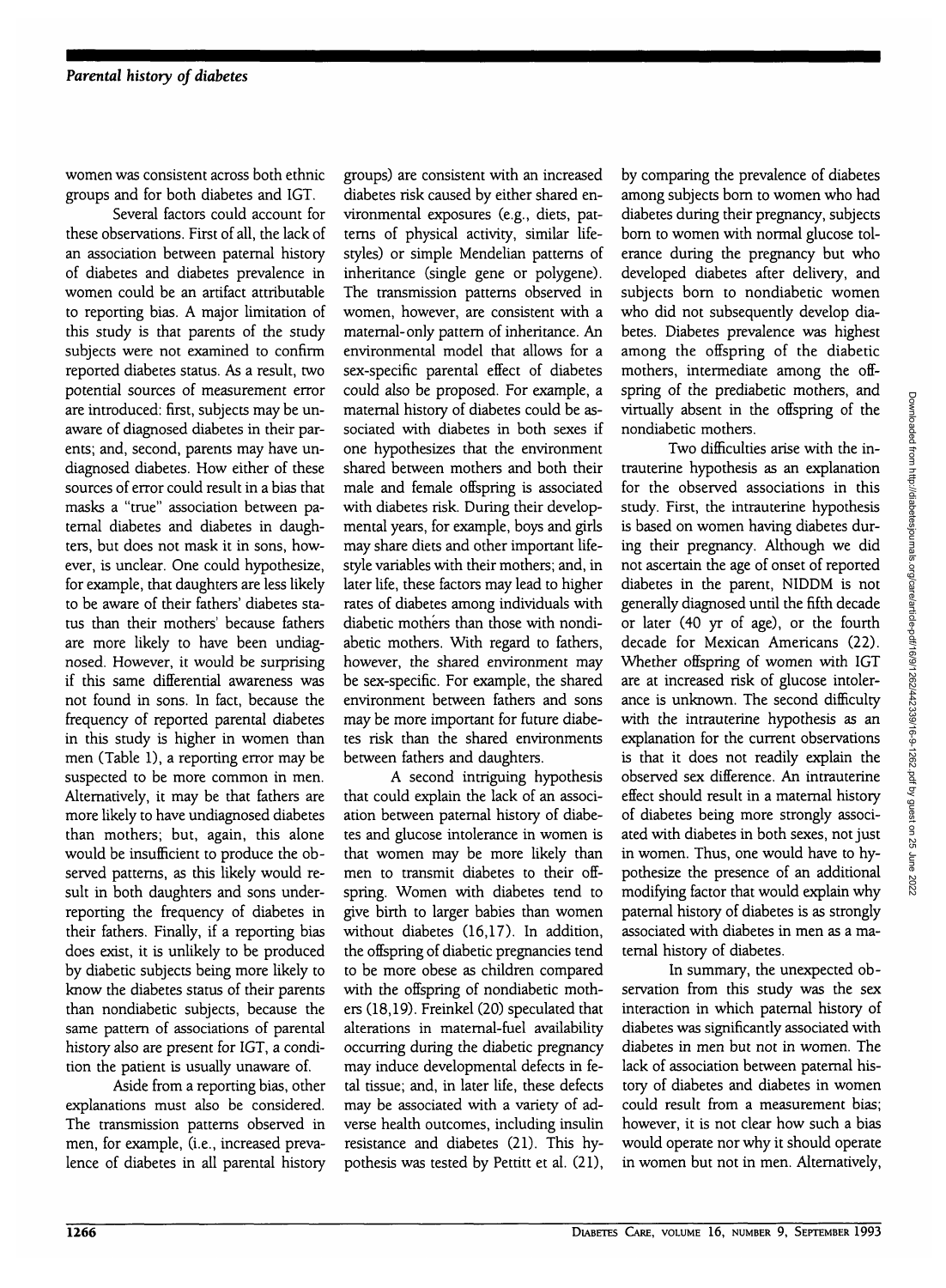women was consistent across both ethnic groups and for both diabetes and IGT.

Several factors could account for these observations. First of all, the lack of an association between paternal history of diabetes and diabetes prevalence in women could be an artifact attributable to reporting bias. A major limitation of this study is that parents of the study subjects were not examined to confirm reported diabetes status. As a result, two potential sources of measurement error are introduced: first, subjects may be unaware of diagnosed diabetes in their parents; and, second, parents may have undiagnosed diabetes. How either of these sources of error could result in a bias that masks a "true" association between paternal diabetes and diabetes in daughters, but does not mask it in sons, however, is unclear. One could hypothesize, for example, that daughters are less likely to be aware of their fathers' diabetes status than their mothers' because fathers are more likely to have been undiagnosed. However, it would be surprising if this same differential awareness was not found in sons. In fact, because the frequency of reported parental diabetes in this study is higher in women than men (Table 1), a reporting error may be suspected to be more common in men. Alternatively, it may be that fathers are more likely to have undiagnosed diabetes than mothers; but, again, this alone would be insufficient to produce the observed patterns, as this likely would result in both daughters and sons underreporting the frequency of diabetes in their fathers. Finally, if a reporting bias does exist, it is unlikely to be produced by diabetic subjects being more likely to know the diabetes status of their parents than nondiabetic subjects, because the same pattern of associations of parental history also are present for IGT, a condition the patient is usually unaware of.

Aside from a reporting bias, other explanations must also be considered. The transmission patterns observed in men, for example, (i.e., increased prevalence of diabetes in all parental history groups) are consistent with an increased diabetes risk caused by either shared environmental exposures (e.g., diets, patterns of physical activity, similar lifestyles) or simple Mendelian patterns of inheritance (single gene or polygene). The transmission patterns observed in women, however, are consistent with a maternal-only pattern of inheritance. An environmental model that allows for a sex-specific parental effect of diabetes could also be proposed. For example, a maternal history of diabetes could be associated with diabetes in both sexes if one hypothesizes that the environment shared between mothers and both their male and female offspring is associated with diabetes risk. During their developmental years, for example, boys and girls may share diets and other important lifestyle variables with their mothers; and, in later life, these factors may lead to higher rates of diabetes among individuals with diabetic mothers than those with nondiabetic mothers. With regard to fathers, however, the shared environment may be sex-specific. For example, the shared environment between fathers and sons may be more important for future diabetes risk than the shared environments between fathers and daughters.

A second intriguing hypothesis that could explain the lack of an association between paternal history of diabetes and glucose intolerance in women is that women may be more likely than men to transmit diabetes to their offspring. Women with diabetes tend to give birth to larger babies than women without diabetes (16,17). In addition, the offspring of diabetic pregnancies tend to be more obese as children compared with the offspring of nondiabetic mothers (18,19). Freinkel (20) speculated that alterations in maternal-fuel availability occurring during the diabetic pregnancy may induce developmental defects in fetal tissue; and, in later life, these defects may be associated with a variety of adverse health outcomes, including insulin resistance and diabetes (21). This hypothesis was tested by Pettitt et al. (21), by comparing the prevalence of diabetes among subjects born to women who had diabetes during their pregnancy, subjects born to women with normal glucose tolerance during the pregnancy but who developed diabetes after delivery, and subjects born to nondiabetic women who did not subsequently develop diabetes. Diabetes prevalence was highest among the offspring of the diabetic mothers, intermediate among the offspring of the prediabetic mothers, and virtually absent in the offspring of the nondiabetic mothers.

Two difficulties arise with the intrauterine hypothesis as an explanation for the observed associations in this study. First, the intrauterine hypothesis is based on women having diabetes during their pregnancy. Although we did not ascertain the age of onset of reported diabetes in the parent, NIDDM is not generally diagnosed until the fifth decade or later (40 yr of age), or the fourth decade for Mexican Americans (22). Whether offspring of women with IGT are at increased risk of glucose intolerance is unknown. The second difficulty with the intrauterine hypothesis as an explanation for the current observations is that it does not readily explain the observed sex difference. An intrauterine effect should result in a maternal history of diabetes being more strongly associated with diabetes in both sexes, not just in women. Thus, one would have to hypothesize the presence of an additional modifying factor that would explain why paternal history of diabetes is as strongly associated with diabetes in men as a maternal history of diabetes.

In summary, the unexpected observation from this study was the sex interaction in which paternal history of diabetes was significantly associated with diabetes in men but not in women. The lack of association between paternal history of diabetes and diabetes in women could result from a measurement bias; however, it is not clear how such a bias would operate nor why it should operate in women but not in men. Alternatively,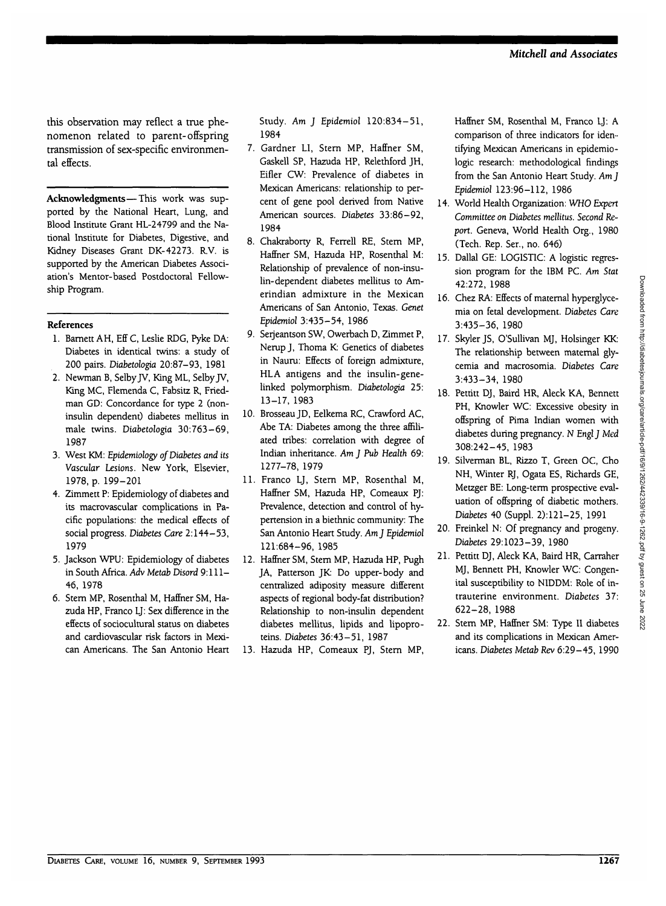this observation may reflect a true phenomenon related to parent-offspring transmission of sex-specific environmental effects.

**Acknowledgments**— This work was supported by the National Heart, Lung, and Blood Institute Grant HL-24799 and the National Institute for Diabetes, Digestive, and Kidney Diseases Grant DK-42273. R.V. is supported by the American Diabetes Association's Mentor-based Postdoctoral Fellowship Program.

## References

1. Barnett AH, Eff C, Leslie RDG, Pyke DA: Diabetes in identical twins: a study of 200 pairs. *Diabetologia* 20:87–93, 1981
2. Newman B, Selby JV, King ML, Selby JV, King MC, Flemenda C, Fabsitz R, Friedman GD: Concordance for type 2 (non-insulin dependent) diabetes mellitus in male twins. *Diabetologia* 30:763–69, 1987
3. West KM: *Epidemiology of Diabetes and its Vascular Lesions*. New York, Elsevier, 1978, p. 199–201
4. Zimmett P: Epidemiology of diabetes and its macrovascular complications in Pacific populations: the medical effects of social progress. *Diabetes Care* 2:144–53, 1979
5. Jackson WPU: Epidemiology of diabetes in South Africa. *Adv Metab Disord* 9:111–46, 1978
6. Stern MP, Rosenthal M, Haffner SM, Hazuda HP, Franco LJ: Sex difference in the effects of sociocultural status on diabetes and cardiovascular risk factors in Mexican Americans. The San Antonio Heart Study. *Am J Epidemiol* 120:834–51, 1984
7. Gardner LI, Stern MP, Haffner SM, Gaskell SP, Hazuda HP, Relethford JH, Eifler CW: Prevalence of diabetes in Mexican Americans: relationship to percent of gene pool derived from Native American sources. *Diabetes* 33:86–92, 1984
8. Chakraborty R, Ferrell RE, Stern MP, Haffner SM, Hazuda HP, Rosenthal M: Relationship of prevalence of non-insulin-dependent diabetes mellitus to Amerindian admixture in the Mexican Americans of San Antonio, Texas. *Genet Epidemiol* 3:435–54, 1986
9. Serjeantson SW, Owerbach D, Zimmet P, Nerup J, Thoma K: Genetics of diabetes in Nauru: Effects of foreign admixture, HLA antigens and the insulin-gene-linked polymorphism. *Diabetologia* 25: 13–17, 1983
10. Brosseau JD, Eelkema RC, Crawford AC, Abe TA: Diabetes among the three affiliated tribes: correlation with degree of Indian inheritance. *Am J Pub Health* 69: 1277–78, 1979
11. Franco LJ, Stern MP, Rosenthal M, Haffner SM, Hazuda HP, Comeaux PJ: Prevalence, detection and control of hypertension in a biethnic community: The San Antonio Heart Study. *Am J Epidemiol* 121:684–96, 1985
12. Haffner SM, Stern MP, Hazuda HP, Pugh JA, Patterson JK: Do upper-body and centralized adiposity measure different aspects of regional body-fat distribution? Relationship to non-insulin dependent diabetes mellitus, lipids and lipoproteins. *Diabetes* 36:43–51, 1987
13. Hazuda HP, Comeaux PJ, Stern MP, Haffner SM, Rosenthal M, Franco LJ: A comparison of three indicators for identifying Mexican Americans in epidemiologic research: methodological findings from the San Antonio Heart Study. *Am J Epidemiol* 123:96–112, 1986
14. World Health Organization: *WHO Expert Committee on Diabetes mellitus. Second Report*. Geneva, World Health Org., 1980 (Tech. Rep. Ser., no. 646)
15. Dallal GE: LOGISTIC: A logistic regression program for the IBM PC. *Am Stat* 42:272, 1988
16. Chez RA: Effects of maternal hyperglycemia on fetal development. *Diabetes Care* 3:435–36, 1980
17. Skyler JS, O'Sullivan MJ, Holsinger KK: The relationship between maternal glycemia and macrosomia. *Diabetes Care* 3:433–34, 1980
18. Pettitt DJ, Baird HR, Aleck KA, Bennett PH, Knowler WC: Excessive obesity in offspring of Pima Indian women with diabetes during pregnancy. *N Engl J Med* 308:242–45, 1983
19. Silverman BL, Rizzo T, Green OC, Cho NH, Winter RJ, Ogata ES, Richards GE, Metzger BE: Long-term prospective evaluation of offspring of diabetic mothers. *Diabetes* 40 (Suppl. 2):121–25, 1991
20. Freinkel N: Of pregnancy and progeny. *Diabetes* 29:1023–39, 1980
21. Pettitt DJ, Aleck KA, Baird HR, Carraher MJ, Bennett PH, Knowler WC: Congenital susceptibility to NIDDM: Role of intrauterine environment. *Diabetes* 37: 622–28, 1988
22. Stern MP, Haffner SM: Type II diabetes and its complications in Mexican Americans. *Diabetes Metab Rev* 6:29–45, 1990